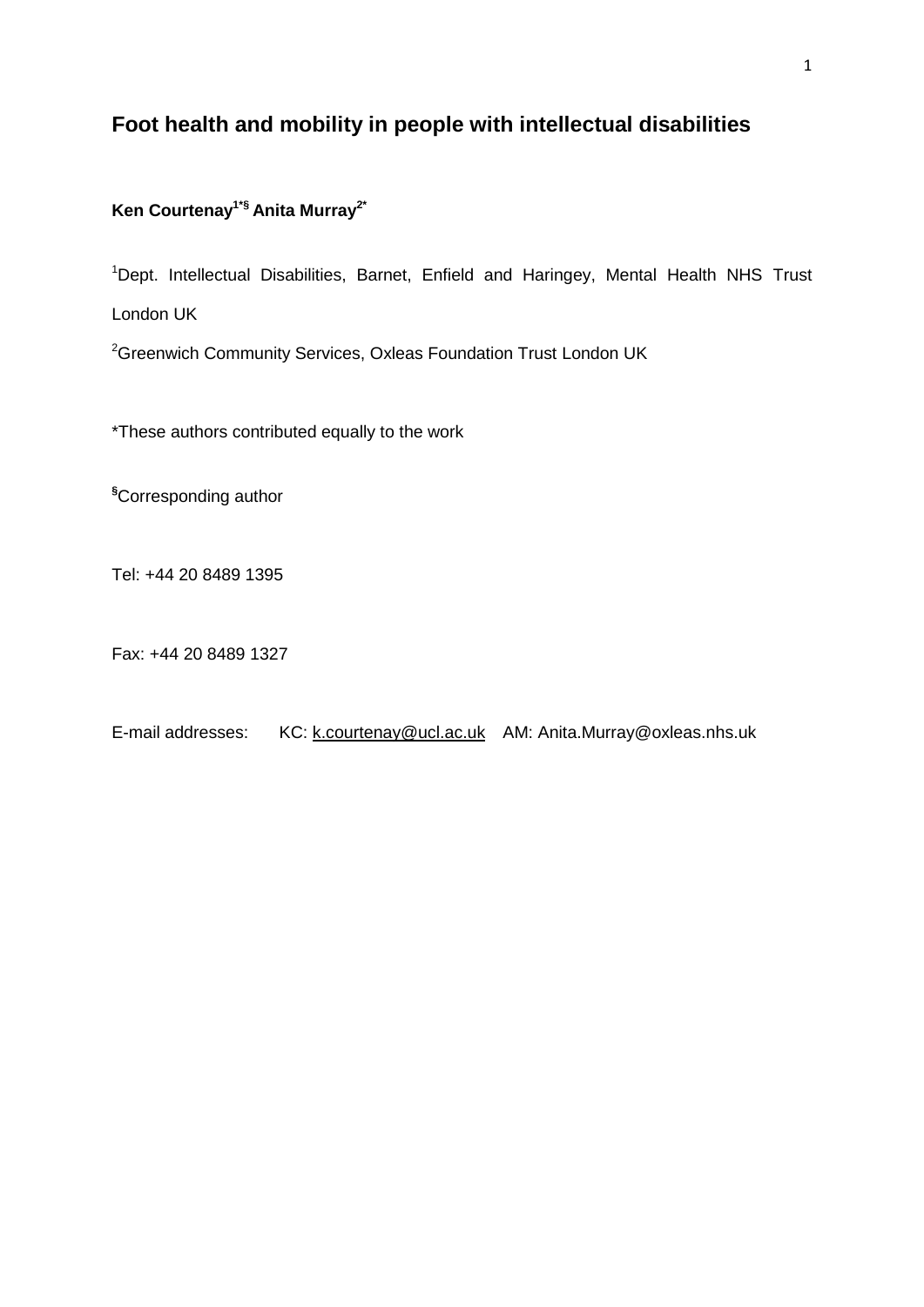# Foot health and mobility in people with intellectual disabilities

**Ken Courtenay[1*§] Anita Murray[2*]**

[1]Dept. Intellectual Disabilities, Barnet, Enfield and Haringey, Mental Health NHS Trust London UK

[2]Greenwich Community Services, Oxleas Foundation Trust London UK

*These authors contributed equally to the work

[§]Corresponding author

Tel: +44 20 8489 1395

Fax: +44 20 8489 1327

E-mail addresses: KC: k.courtenay@ucl.ac.uk AM: Anita.Murray@oxleas.nhs.uk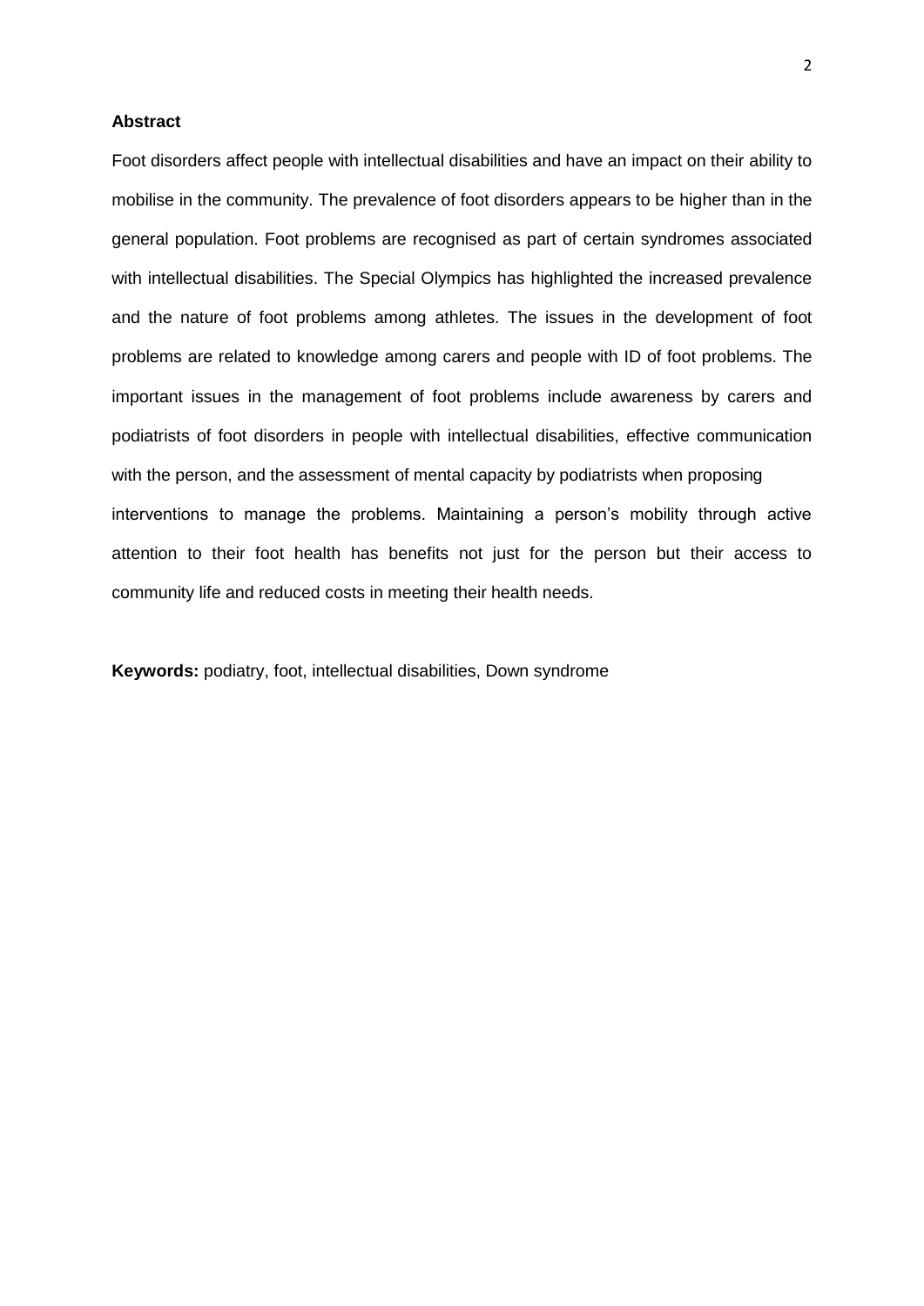**Abstract**

Foot disorders affect people with intellectual disabilities and have an impact on their ability to mobilise in the community. The prevalence of foot disorders appears to be higher than in the general population. Foot problems are recognised as part of certain syndromes associated with intellectual disabilities. The Special Olympics has highlighted the increased prevalence and the nature of foot problems among athletes. The issues in the development of foot problems are related to knowledge among carers and people with ID of foot problems. The important issues in the management of foot problems include awareness by carers and podiatrists of foot disorders in people with intellectual disabilities, effective communication with the person, and the assessment of mental capacity by podiatrists when proposing interventions to manage the problems. Maintaining a person's mobility through active attention to their foot health has benefits not just for the person but their access to community life and reduced costs in meeting their health needs.

**Keywords:** podiatry, foot, intellectual disabilities, Down syndrome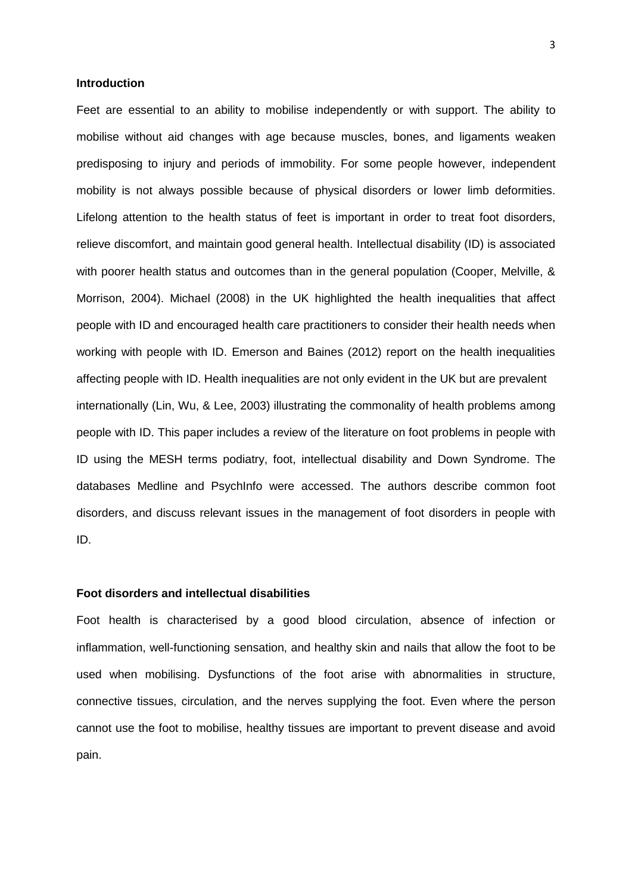## Introduction

Feet are essential to an ability to mobilise independently or with support. The ability to mobilise without aid changes with age because muscles, bones, and ligaments weaken predisposing to injury and periods of immobility. For some people however, independent mobility is not always possible because of physical disorders or lower limb deformities. Lifelong attention to the health status of feet is important in order to treat foot disorders, relieve discomfort, and maintain good general health. Intellectual disability (ID) is associated with poorer health status and outcomes than in the general population (Cooper, Melville, & Morrison, 2004). Michael (2008) in the UK highlighted the health inequalities that affect people with ID and encouraged health care practitioners to consider their health needs when working with people with ID. Emerson and Baines (2012) report on the health inequalities affecting people with ID. Health inequalities are not only evident in the UK but are prevalent internationally (Lin, Wu, & Lee, 2003) illustrating the commonality of health problems among people with ID. This paper includes a review of the literature on foot problems in people with ID using the MESH terms podiatry, foot, intellectual disability and Down Syndrome. The databases Medline and PsychInfo were accessed. The authors describe common foot disorders, and discuss relevant issues in the management of foot disorders in people with ID.

## Foot disorders and intellectual disabilities

Foot health is characterised by a good blood circulation, absence of infection or inflammation, well-functioning sensation, and healthy skin and nails that allow the foot to be used when mobilising. Dysfunctions of the foot arise with abnormalities in structure, connective tissues, circulation, and the nerves supplying the foot. Even where the person cannot use the foot to mobilise, healthy tissues are important to prevent disease and avoid pain.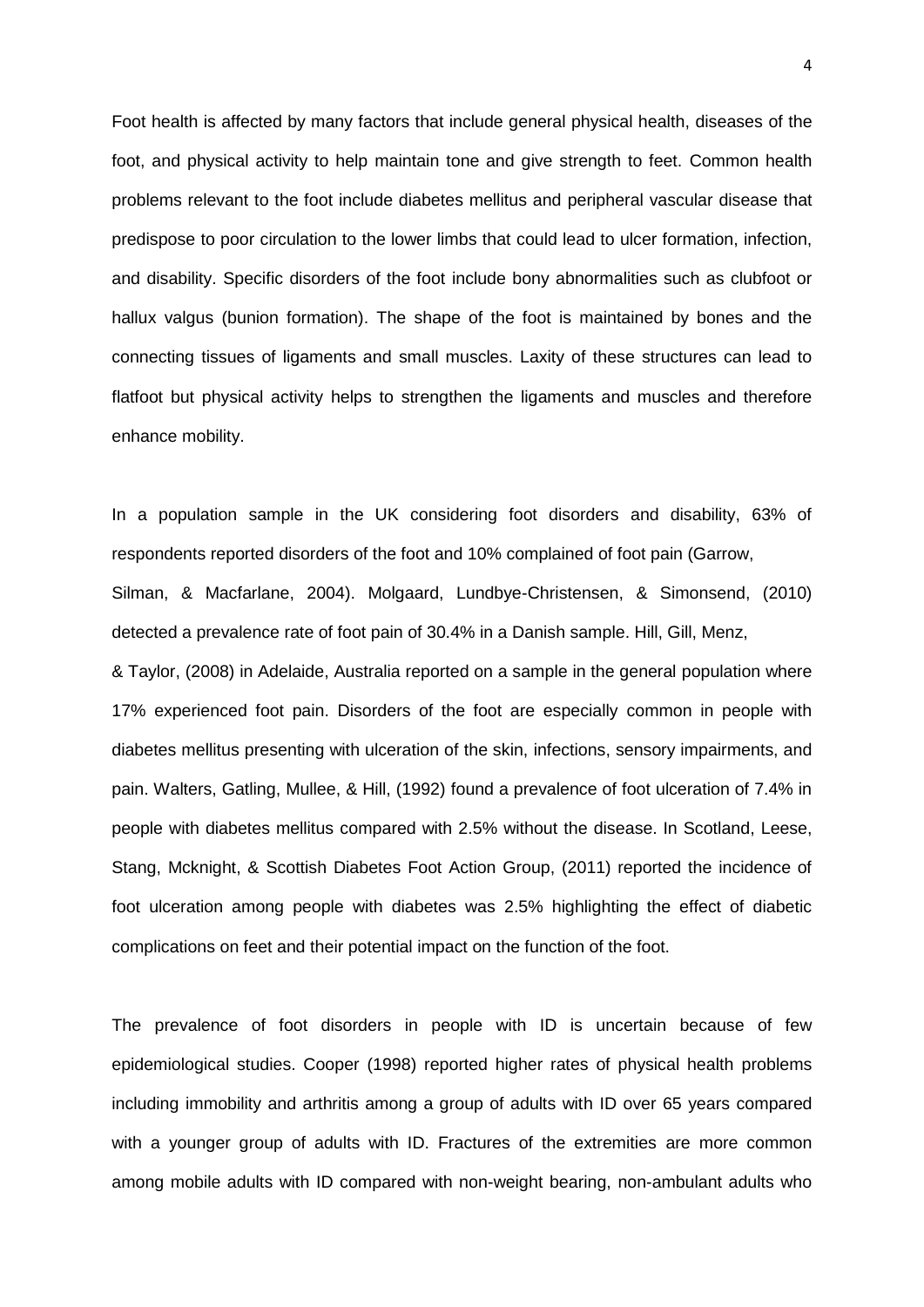Foot health is affected by many factors that include general physical health, diseases of the foot, and physical activity to help maintain tone and give strength to feet. Common health problems relevant to the foot include diabetes mellitus and peripheral vascular disease that predispose to poor circulation to the lower limbs that could lead to ulcer formation, infection, and disability. Specific disorders of the foot include bony abnormalities such as clubfoot or hallux valgus (bunion formation). The shape of the foot is maintained by bones and the connecting tissues of ligaments and small muscles. Laxity of these structures can lead to flatfoot but physical activity helps to strengthen the ligaments and muscles and therefore enhance mobility.

In a population sample in the UK considering foot disorders and disability, 63% of respondents reported disorders of the foot and 10% complained of foot pain (Garrow, Silman, & Macfarlane, 2004). Molgaard, Lundbye-Christensen, & Simonsend, (2010) detected a prevalence rate of foot pain of 30.4% in a Danish sample. Hill, Gill, Menz, & Taylor, (2008) in Adelaide, Australia reported on a sample in the general population where 17% experienced foot pain. Disorders of the foot are especially common in people with diabetes mellitus presenting with ulceration of the skin, infections, sensory impairments, and pain. Walters, Gatling, Mullee, & Hill, (1992) found a prevalence of foot ulceration of 7.4% in people with diabetes mellitus compared with 2.5% without the disease. In Scotland, Leese, Stang, Mcknight, & Scottish Diabetes Foot Action Group, (2011) reported the incidence of foot ulceration among people with diabetes was 2.5% highlighting the effect of diabetic complications on feet and their potential impact on the function of the foot.

The prevalence of foot disorders in people with ID is uncertain because of few epidemiological studies. Cooper (1998) reported higher rates of physical health problems including immobility and arthritis among a group of adults with ID over 65 years compared with a younger group of adults with ID. Fractures of the extremities are more common among mobile adults with ID compared with non-weight bearing, non-ambulant adults who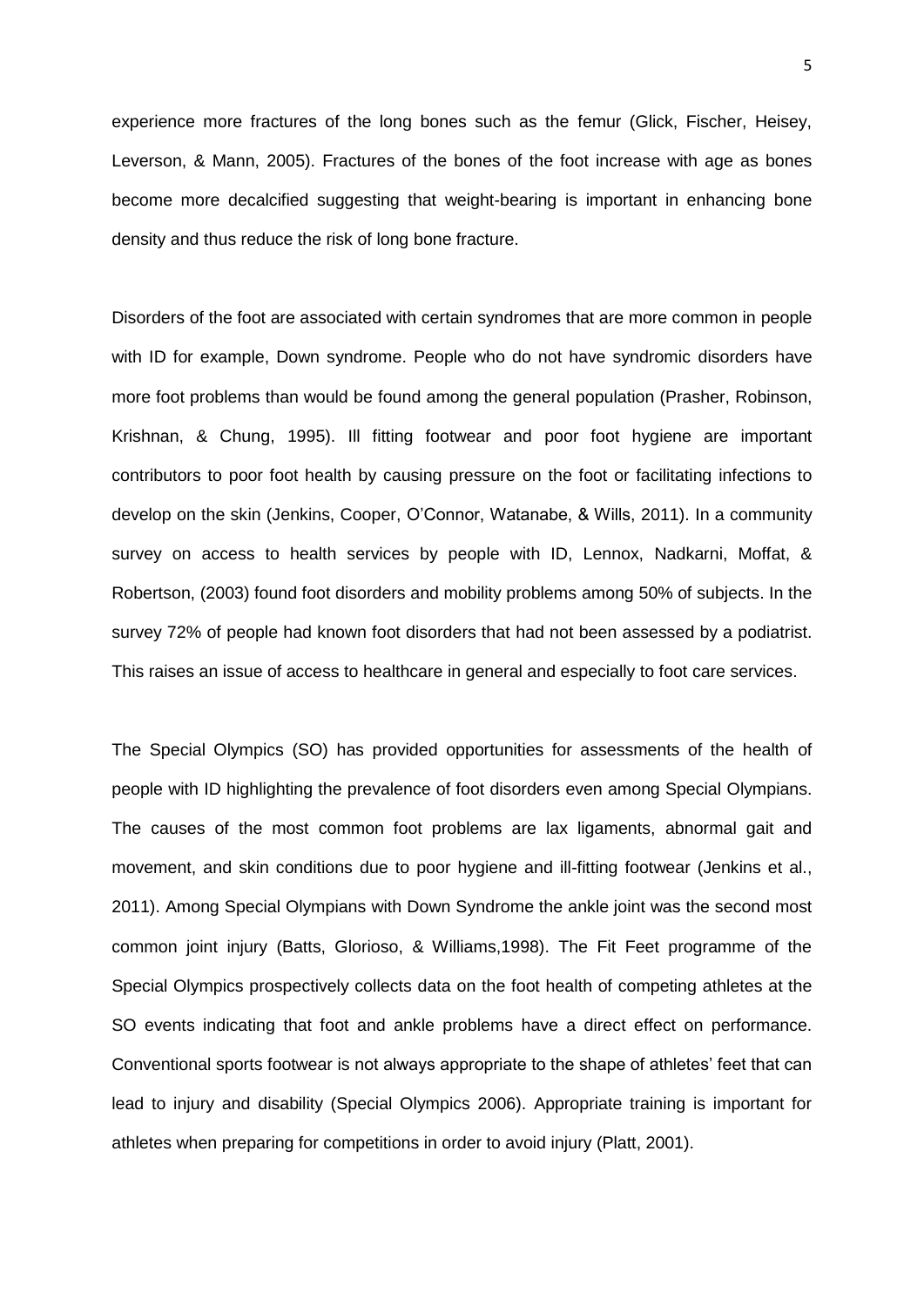experience more fractures of the long bones such as the femur (Glick, Fischer, Heisey, Leverson, & Mann, 2005). Fractures of the bones of the foot increase with age as bones become more decalcified suggesting that weight-bearing is important in enhancing bone density and thus reduce the risk of long bone fracture.

Disorders of the foot are associated with certain syndromes that are more common in people with ID for example, Down syndrome. People who do not have syndromic disorders have more foot problems than would be found among the general population (Prasher, Robinson, Krishnan, & Chung, 1995). Ill fitting footwear and poor foot hygiene are important contributors to poor foot health by causing pressure on the foot or facilitating infections to develop on the skin (Jenkins, Cooper, O'Connor, Watanabe, & Wills, 2011). In a community survey on access to health services by people with ID, Lennox, Nadkarni, Moffat, & Robertson, (2003) found foot disorders and mobility problems among 50% of subjects. In the survey 72% of people had known foot disorders that had not been assessed by a podiatrist. This raises an issue of access to healthcare in general and especially to foot care services.

The Special Olympics (SO) has provided opportunities for assessments of the health of people with ID highlighting the prevalence of foot disorders even among Special Olympians. The causes of the most common foot problems are lax ligaments, abnormal gait and movement, and skin conditions due to poor hygiene and ill-fitting footwear (Jenkins et al., 2011). Among Special Olympians with Down Syndrome the ankle joint was the second most common joint injury (Batts, Glorioso, & Williams,1998). The Fit Feet programme of the Special Olympics prospectively collects data on the foot health of competing athletes at the SO events indicating that foot and ankle problems have a direct effect on performance. Conventional sports footwear is not always appropriate to the shape of athletes' feet that can lead to injury and disability (Special Olympics 2006). Appropriate training is important for athletes when preparing for competitions in order to avoid injury (Platt, 2001).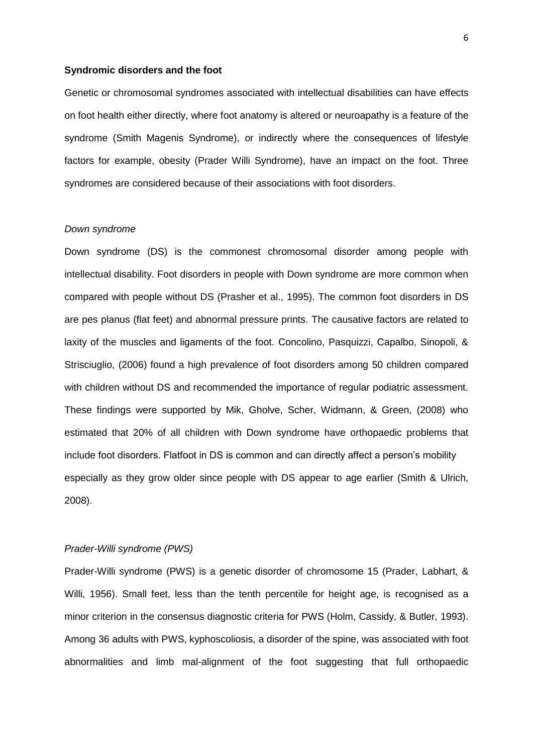**Syndromic disorders and the foot**

Genetic or chromosomal syndromes associated with intellectual disabilities can have effects on foot health either directly, where foot anatomy is altered or neuroapathy is a feature of the syndrome (Smith Magenis Syndrome), or indirectly where the consequences of lifestyle factors for example, obesity (Prader Willi Syndrome), have an impact on the foot. Three syndromes are considered because of their associations with foot disorders.

*Down syndrome*

Down syndrome (DS) is the commonest chromosomal disorder among people with intellectual disability. Foot disorders in people with Down syndrome are more common when compared with people without DS (Prasher et al., 1995). The common foot disorders in DS are pes planus (flat feet) and abnormal pressure prints. The causative factors are related to laxity of the muscles and ligaments of the foot. Concolino, Pasquizzi, Capalbo, Sinopoli, & Strisciuglio, (2006) found a high prevalence of foot disorders among 50 children compared with children without DS and recommended the importance of regular podiatric assessment. These findings were supported by Mik, Gholve, Scher, Widmann, & Green, (2008) who estimated that 20% of all children with Down syndrome have orthopaedic problems that include foot disorders. Flatfoot in DS is common and can directly affect a person's mobility especially as they grow older since people with DS appear to age earlier (Smith & Ulrich, 2008).

*Prader-Willi syndrome (PWS)*

Prader-Willi syndrome (PWS) is a genetic disorder of chromosome 15 (Prader, Labhart, & Willi, 1956). Small feet, less than the tenth percentile for height age, is recognised as a minor criterion in the consensus diagnostic criteria for PWS (Holm, Cassidy, & Butler, 1993). Among 36 adults with PWS, kyphoscoliosis, a disorder of the spine, was associated with foot abnormalities and limb mal-alignment of the foot suggesting that full orthopaedic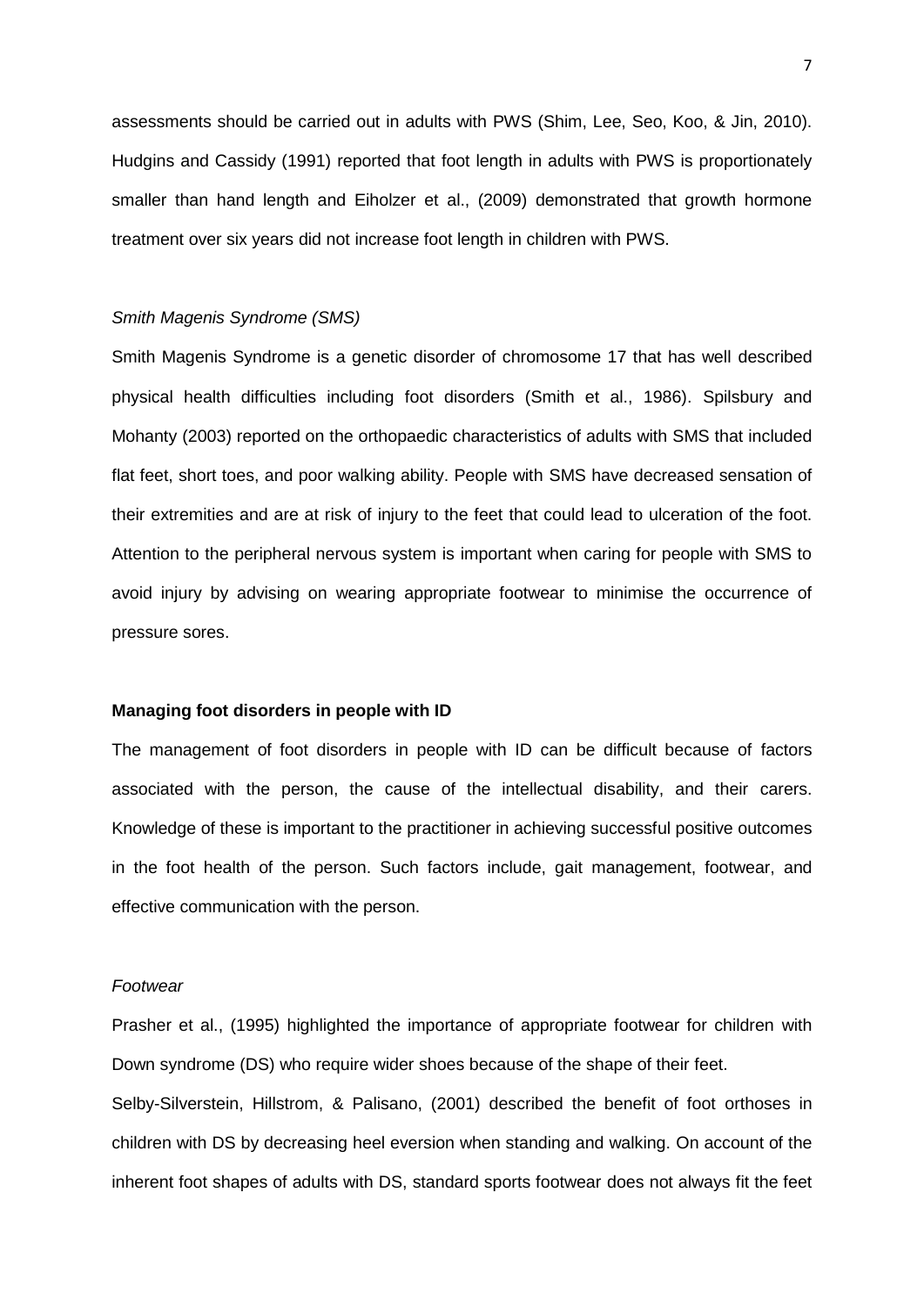assessments should be carried out in adults with PWS (Shim, Lee, Seo, Koo, & Jin, 2010). Hudgins and Cassidy (1991) reported that foot length in adults with PWS is proportionately smaller than hand length and Eiholzer et al., (2009) demonstrated that growth hormone treatment over six years did not increase foot length in children with PWS.

### *Smith Magenis Syndrome (SMS)*

Smith Magenis Syndrome is a genetic disorder of chromosome 17 that has well described physical health difficulties including foot disorders (Smith et al., 1986). Spilsbury and Mohanty (2003) reported on the orthopaedic characteristics of adults with SMS that included flat feet, short toes, and poor walking ability. People with SMS have decreased sensation of their extremities and are at risk of injury to the feet that could lead to ulceration of the foot. Attention to the peripheral nervous system is important when caring for people with SMS to avoid injury by advising on wearing appropriate footwear to minimise the occurrence of pressure sores.

## **Managing foot disorders in people with ID**

The management of foot disorders in people with ID can be difficult because of factors associated with the person, the cause of the intellectual disability, and their carers. Knowledge of these is important to the practitioner in achieving successful positive outcomes in the foot health of the person. Such factors include, gait management, footwear, and effective communication with the person.

### *Footwear*

Prasher et al., (1995) highlighted the importance of appropriate footwear for children with Down syndrome (DS) who require wider shoes because of the shape of their feet.

Selby-Silverstein, Hillstrom, & Palisano, (2001) described the benefit of foot orthoses in children with DS by decreasing heel eversion when standing and walking. On account of the inherent foot shapes of adults with DS, standard sports footwear does not always fit the feet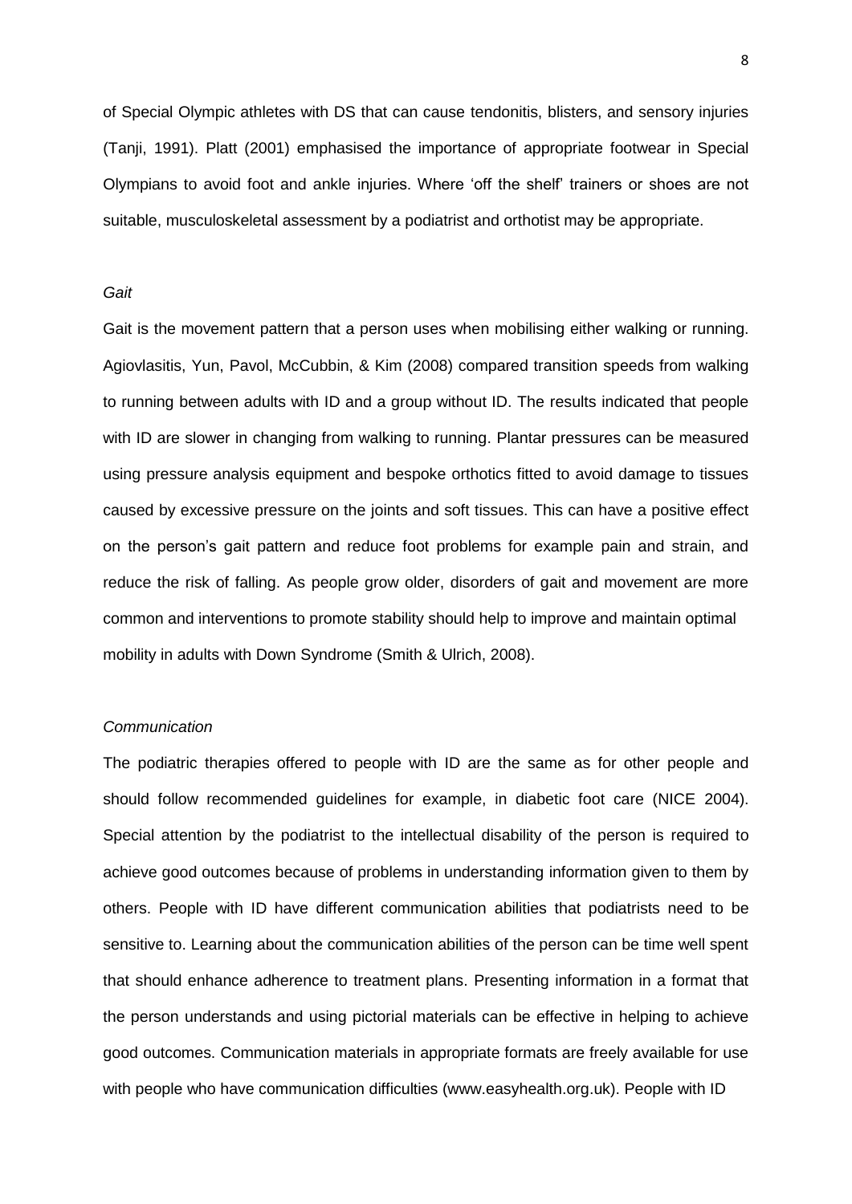of Special Olympic athletes with DS that can cause tendonitis, blisters, and sensory injuries (Tanji, 1991). Platt (2001) emphasised the importance of appropriate footwear in Special Olympians to avoid foot and ankle injuries. Where 'off the shelf' trainers or shoes are not suitable, musculoskeletal assessment by a podiatrist and orthotist may be appropriate.

*Gait*

Gait is the movement pattern that a person uses when mobilising either walking or running. Agiovlasitis, Yun, Pavol, McCubbin, & Kim (2008) compared transition speeds from walking to running between adults with ID and a group without ID. The results indicated that people with ID are slower in changing from walking to running. Plantar pressures can be measured using pressure analysis equipment and bespoke orthotics fitted to avoid damage to tissues caused by excessive pressure on the joints and soft tissues. This can have a positive effect on the person's gait pattern and reduce foot problems for example pain and strain, and reduce the risk of falling. As people grow older, disorders of gait and movement are more common and interventions to promote stability should help to improve and maintain optimal mobility in adults with Down Syndrome (Smith & Ulrich, 2008).

*Communication*

The podiatric therapies offered to people with ID are the same as for other people and should follow recommended guidelines for example, in diabetic foot care (NICE 2004). Special attention by the podiatrist to the intellectual disability of the person is required to achieve good outcomes because of problems in understanding information given to them by others. People with ID have different communication abilities that podiatrists need to be sensitive to. Learning about the communication abilities of the person can be time well spent that should enhance adherence to treatment plans. Presenting information in a format that the person understands and using pictorial materials can be effective in helping to achieve good outcomes. Communication materials in appropriate formats are freely available for use with people who have communication difficulties (www.easyhealth.org.uk). People with ID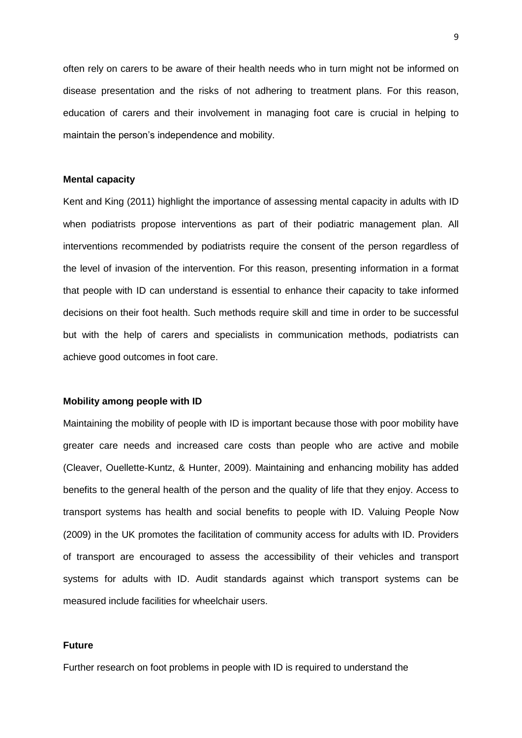often rely on carers to be aware of their health needs who in turn might not be informed on disease presentation and the risks of not adhering to treatment plans. For this reason, education of carers and their involvement in managing foot care is crucial in helping to maintain the person's independence and mobility.

**Mental capacity**

Kent and King (2011) highlight the importance of assessing mental capacity in adults with ID when podiatrists propose interventions as part of their podiatric management plan. All interventions recommended by podiatrists require the consent of the person regardless of the level of invasion of the intervention. For this reason, presenting information in a format that people with ID can understand is essential to enhance their capacity to take informed decisions on their foot health. Such methods require skill and time in order to be successful but with the help of carers and specialists in communication methods, podiatrists can achieve good outcomes in foot care.

**Mobility among people with ID**

Maintaining the mobility of people with ID is important because those with poor mobility have greater care needs and increased care costs than people who are active and mobile (Cleaver, Ouellette-Kuntz, & Hunter, 2009). Maintaining and enhancing mobility has added benefits to the general health of the person and the quality of life that they enjoy. Access to transport systems has health and social benefits to people with ID. Valuing People Now (2009) in the UK promotes the facilitation of community access for adults with ID. Providers of transport are encouraged to assess the accessibility of their vehicles and transport systems for adults with ID. Audit standards against which transport systems can be measured include facilities for wheelchair users.

**Future**

Further research on foot problems in people with ID is required to understand the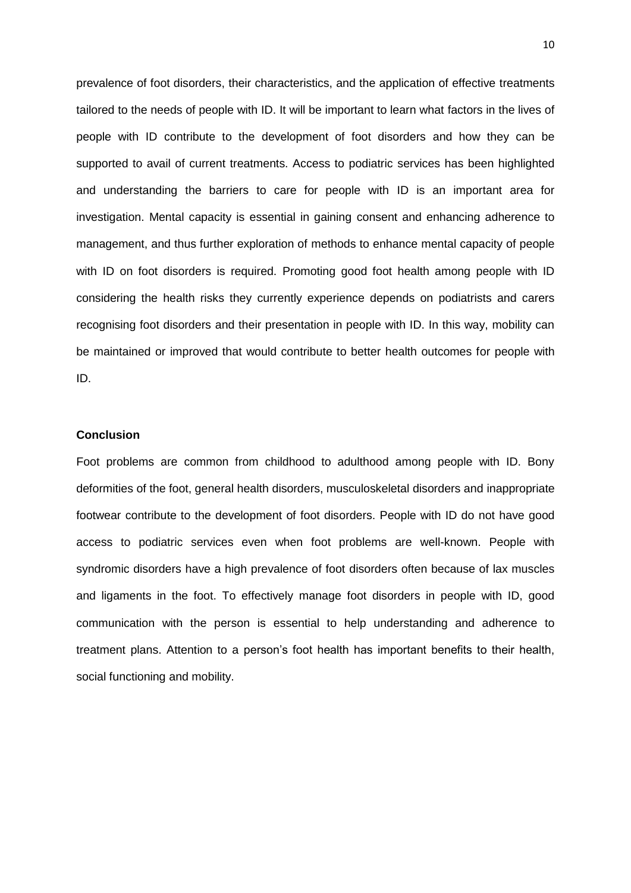prevalence of foot disorders, their characteristics, and the application of effective treatments tailored to the needs of people with ID. It will be important to learn what factors in the lives of people with ID contribute to the development of foot disorders and how they can be supported to avail of current treatments. Access to podiatric services has been highlighted and understanding the barriers to care for people with ID is an important area for investigation. Mental capacity is essential in gaining consent and enhancing adherence to management, and thus further exploration of methods to enhance mental capacity of people with ID on foot disorders is required. Promoting good foot health among people with ID considering the health risks they currently experience depends on podiatrists and carers recognising foot disorders and their presentation in people with ID. In this way, mobility can be maintained or improved that would contribute to better health outcomes for people with ID.

## Conclusion

Foot problems are common from childhood to adulthood among people with ID. Bony deformities of the foot, general health disorders, musculoskeletal disorders and inappropriate footwear contribute to the development of foot disorders. People with ID do not have good access to podiatric services even when foot problems are well-known. People with syndromic disorders have a high prevalence of foot disorders often because of lax muscles and ligaments in the foot. To effectively manage foot disorders in people with ID, good communication with the person is essential to help understanding and adherence to treatment plans. Attention to a person's foot health has important benefits to their health, social functioning and mobility.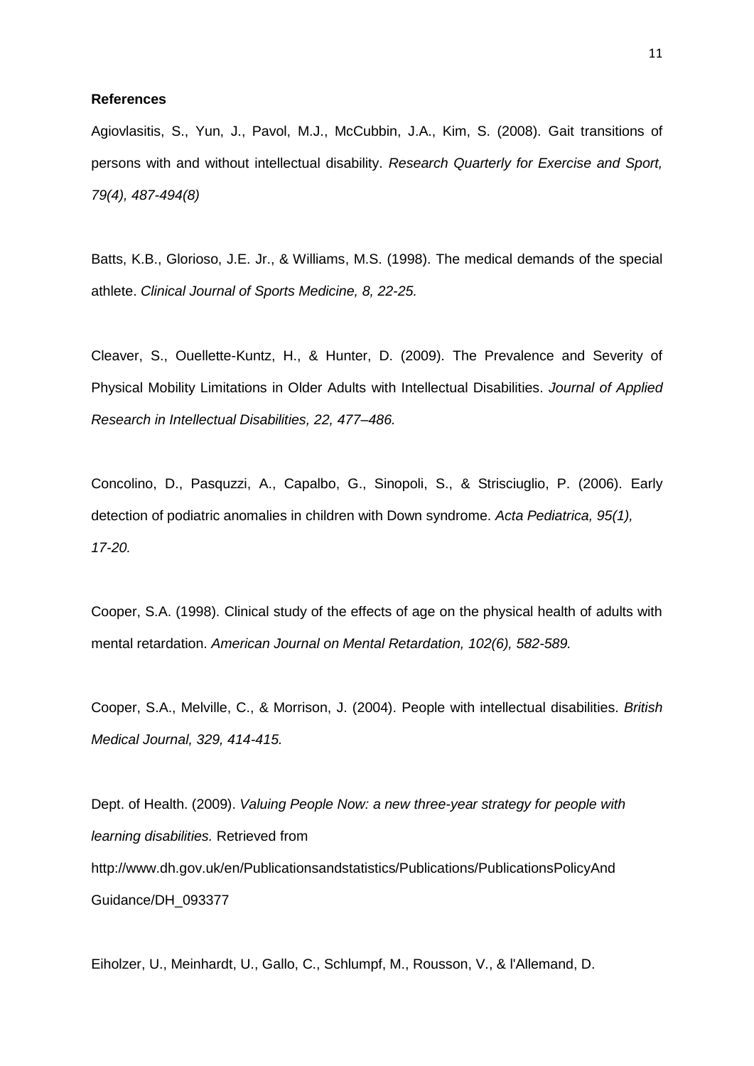**References**

Agiovlasitis, S., Yun, J., Pavol, M.J., McCubbin, J.A., Kim, S. (2008). Gait transitions of persons with and without intellectual disability. *Research Quarterly for Exercise and Sport, 79(4), 487-494(8)*

Batts, K.B., Glorioso, J.E. Jr., & Williams, M.S. (1998). The medical demands of the special athlete. *Clinical Journal of Sports Medicine, 8, 22-25.*

Cleaver, S., Ouellette-Kuntz, H., & Hunter, D. (2009). The Prevalence and Severity of Physical Mobility Limitations in Older Adults with Intellectual Disabilities. *Journal of Applied Research in Intellectual Disabilities, 22, 477–486.*

Concolino, D., Pasquzzi, A., Capalbo, G., Sinopoli, S., & Strisciuglio, P. (2006). Early detection of podiatric anomalies in children with Down syndrome. *Acta Pediatrica, 95(1), 17-20.*

Cooper, S.A. (1998). Clinical study of the effects of age on the physical health of adults with mental retardation. *American Journal on Mental Retardation, 102(6), 582-589.*

Cooper, S.A., Melville, C., & Morrison, J. (2004). People with intellectual disabilities. *British Medical Journal, 329, 414-415.*

Dept. of Health. (2009). *Valuing People Now: a new three-year strategy for people with learning disabilities.* Retrieved from http://www.dh.gov.uk/en/Publicationsandstatistics/Publications/PublicationsPolicyAndGuidance/DH_093377

Eiholzer, U., Meinhardt, U., Gallo, C., Schlumpf, M., Rousson, V., & l'Allemand, D.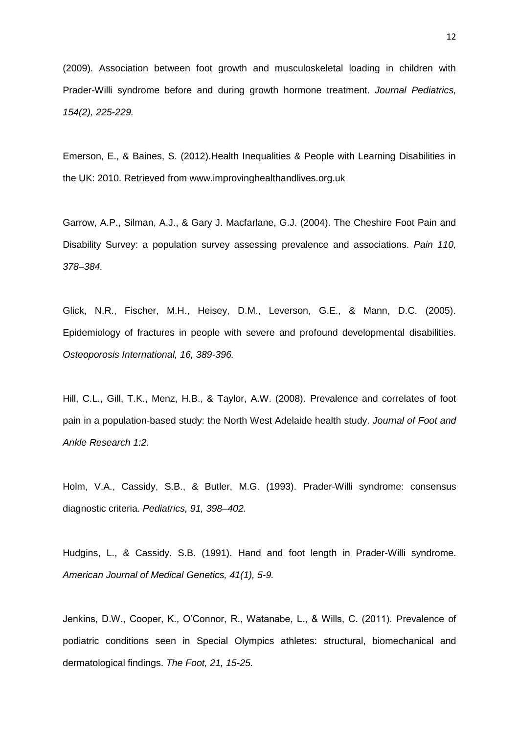(2009). Association between foot growth and musculoskeletal loading in children with Prader-Willi syndrome before and during growth hormone treatment. *Journal Pediatrics, 154(2), 225-229.*

Emerson, E., & Baines, S. (2012).Health Inequalities & People with Learning Disabilities in the UK: 2010. Retrieved from www.improvinghealthandlives.org.uk

Garrow, A.P., Silman, A.J., & Gary J. Macfarlane, G.J. (2004). The Cheshire Foot Pain and Disability Survey: a population survey assessing prevalence and associations. *Pain 110, 378–384.*

Glick, N.R., Fischer, M.H., Heisey, D.M., Leverson, G.E., & Mann, D.C. (2005). Epidemiology of fractures in people with severe and profound developmental disabilities. *Osteoporosis International, 16, 389-396.*

Hill, C.L., Gill, T.K., Menz, H.B., & Taylor, A.W. (2008). Prevalence and correlates of foot pain in a population-based study: the North West Adelaide health study. *Journal of Foot and Ankle Research 1:2.*

Holm, V.A., Cassidy, S.B., & Butler, M.G. (1993). Prader-Willi syndrome: consensus diagnostic criteria. *Pediatrics, 91, 398–402.*

Hudgins, L., & Cassidy. S.B. (1991). Hand and foot length in Prader-Willi syndrome. *American Journal of Medical Genetics, 41(1), 5-9.*

Jenkins, D.W., Cooper, K., O'Connor, R., Watanabe, L., & Wills, C. (2011). Prevalence of podiatric conditions seen in Special Olympics athletes: structural, biomechanical and dermatological findings. *The Foot, 21, 15-25.*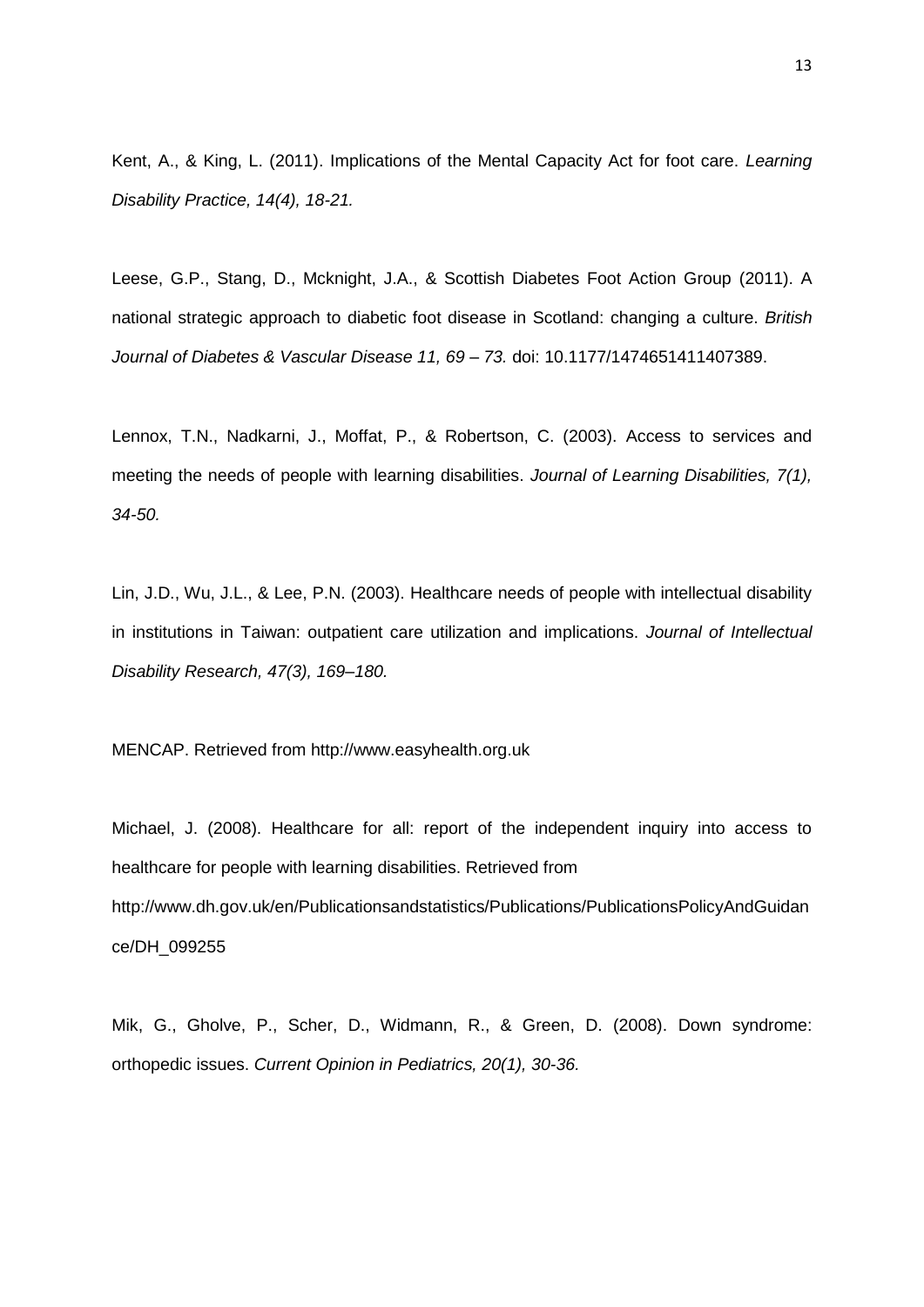Kent, A., & King, L. (2011). Implications of the Mental Capacity Act for foot care. *Learning Disability Practice, 14(4), 18-21.*

Leese, G.P., Stang, D., Mcknight, J.A., & Scottish Diabetes Foot Action Group (2011). A national strategic approach to diabetic foot disease in Scotland: changing a culture. *British Journal of Diabetes & Vascular Disease 11, 69 – 73.* doi: 10.1177/1474651411407389.

Lennox, T.N., Nadkarni, J., Moffat, P., & Robertson, C. (2003). Access to services and meeting the needs of people with learning disabilities. *Journal of Learning Disabilities, 7(1), 34-50.*

Lin, J.D., Wu, J.L., & Lee, P.N. (2003). Healthcare needs of people with intellectual disability in institutions in Taiwan: outpatient care utilization and implications. *Journal of Intellectual Disability Research, 47(3), 169–180.*

MENCAP. Retrieved from http://www.easyhealth.org.uk

Michael, J. (2008). Healthcare for all: report of the independent inquiry into access to healthcare for people with learning disabilities. Retrieved from http://www.dh.gov.uk/en/Publicationsandstatistics/Publications/PublicationsPolicyAndGuidance/DH_099255

Mik, G., Gholve, P., Scher, D., Widmann, R., & Green, D. (2008). Down syndrome: orthopedic issues. *Current Opinion in Pediatrics, 20(1), 30-36.*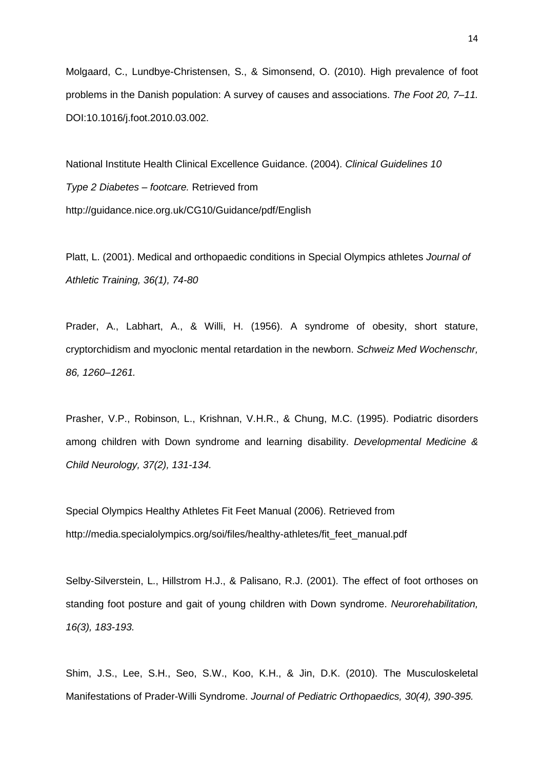Molgaard, C., Lundbye-Christensen, S., & Simonsend, O. (2010). High prevalence of foot problems in the Danish population: A survey of causes and associations. *The Foot 20, 7–11.* DOI:10.1016/j.foot.2010.03.002.

National Institute Health Clinical Excellence Guidance. (2004). *Clinical Guidelines 10 Type 2 Diabetes – footcare.* Retrieved from http://guidance.nice.org.uk/CG10/Guidance/pdf/English

Platt, L. (2001). Medical and orthopaedic conditions in Special Olympics athletes *Journal of Athletic Training, 36(1), 74-80*

Prader, A., Labhart, A., & Willi, H. (1956). A syndrome of obesity, short stature, cryptorchidism and myoclonic mental retardation in the newborn. *Schweiz Med Wochenschr, 86, 1260–1261.*

Prasher, V.P., Robinson, L., Krishnan, V.H.R., & Chung, M.C. (1995). Podiatric disorders among children with Down syndrome and learning disability. *Developmental Medicine & Child Neurology, 37(2), 131-134.*

Special Olympics Healthy Athletes Fit Feet Manual (2006). Retrieved from http://media.specialolympics.org/soi/files/healthy-athletes/fit_feet_manual.pdf

Selby-Silverstein, L., Hillstrom H.J., & Palisano, R.J. (2001). The effect of foot orthoses on standing foot posture and gait of young children with Down syndrome. *Neurorehabilitation, 16(3), 183-193.*

Shim, J.S., Lee, S.H., Seo, S.W., Koo, K.H., & Jin, D.K. (2010). The Musculoskeletal Manifestations of Prader-Willi Syndrome. *Journal of Pediatric Orthopaedics, 30(4), 390-395.*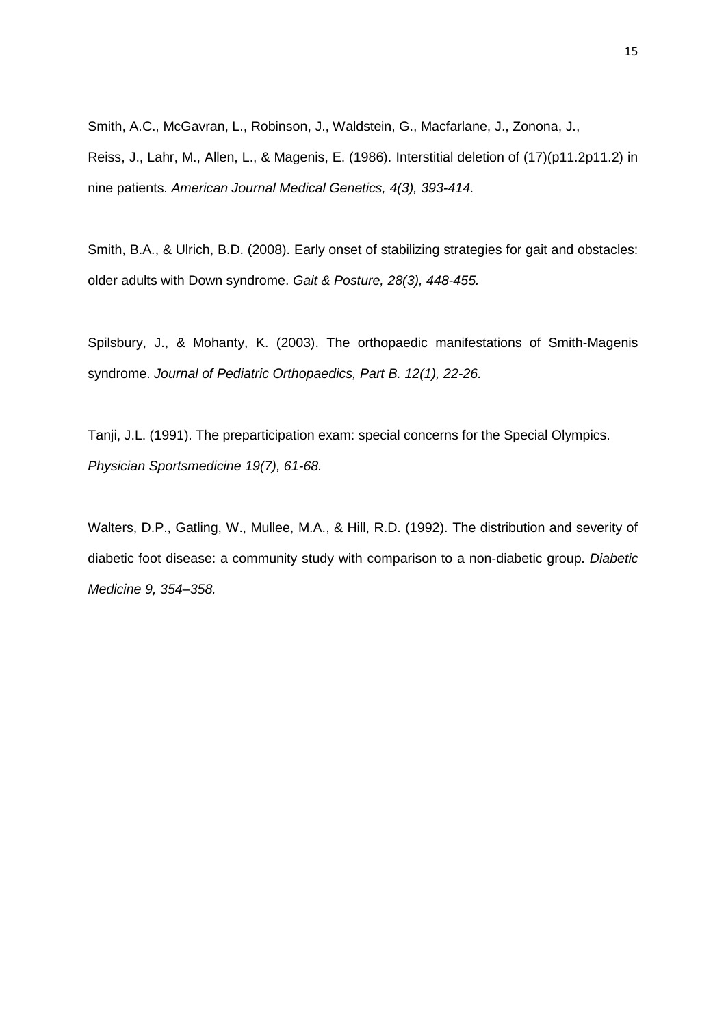Smith, A.C., McGavran, L., Robinson, J., Waldstein, G., Macfarlane, J., Zonona, J., Reiss, J., Lahr, M., Allen, L., & Magenis, E. (1986). Interstitial deletion of (17)(p11.2p11.2) in nine patients. *American Journal Medical Genetics, 4(3), 393-414.*

Smith, B.A., & Ulrich, B.D. (2008). Early onset of stabilizing strategies for gait and obstacles: older adults with Down syndrome. *Gait & Posture, 28(3), 448-455.*

Spilsbury, J., & Mohanty, K. (2003). The orthopaedic manifestations of Smith-Magenis syndrome. *Journal of Pediatric Orthopaedics, Part B. 12(1), 22-26.*

Tanji, J.L. (1991). The preparticipation exam: special concerns for the Special Olympics. *Physician Sportsmedicine 19(7), 61-68.*

Walters, D.P., Gatling, W., Mullee, M.A., & Hill, R.D. (1992). The distribution and severity of diabetic foot disease: a community study with comparison to a non-diabetic group. *Diabetic Medicine 9, 354–358.*